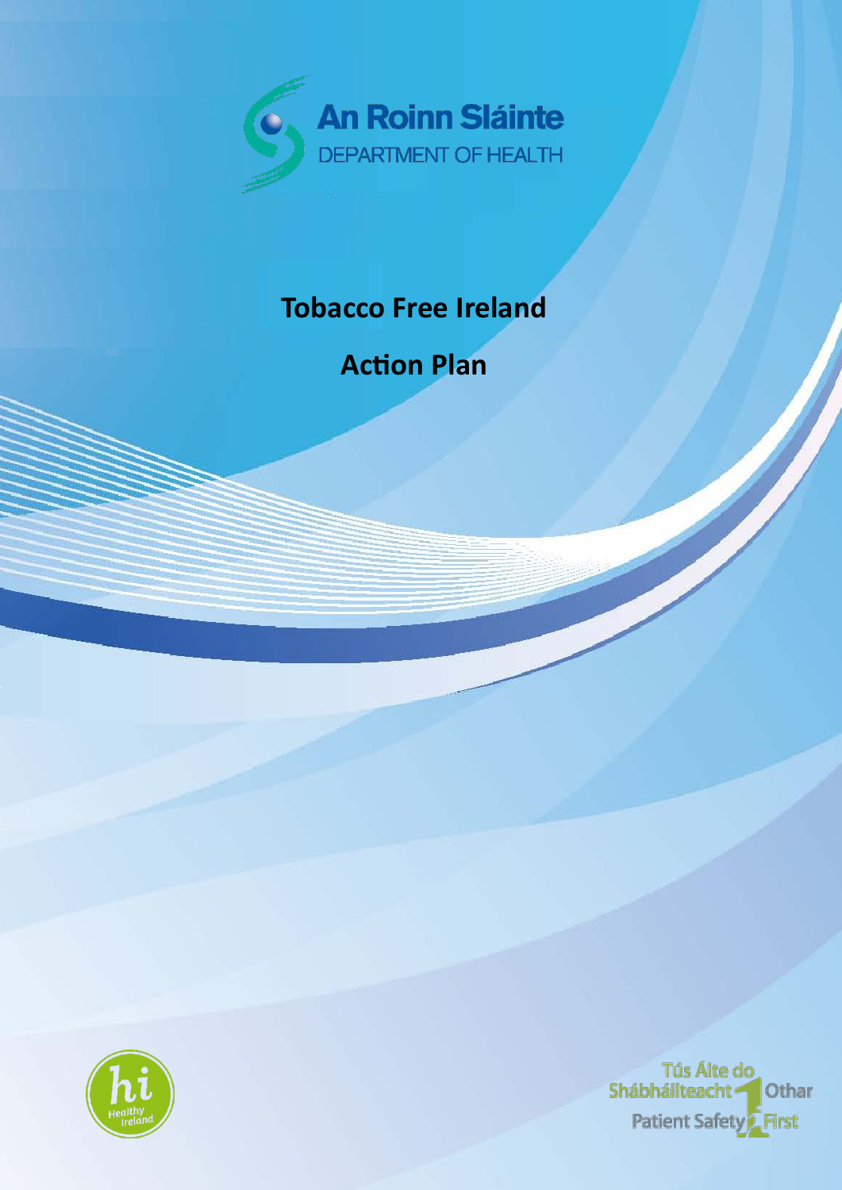An Roinn Sláinte

DEPARTMENT OF HEALTH

# Tobacco Free Ireland

# Action Plan

Healthy Ireland

Tús Áite do Shábháilteacht Othar

Patient Safety First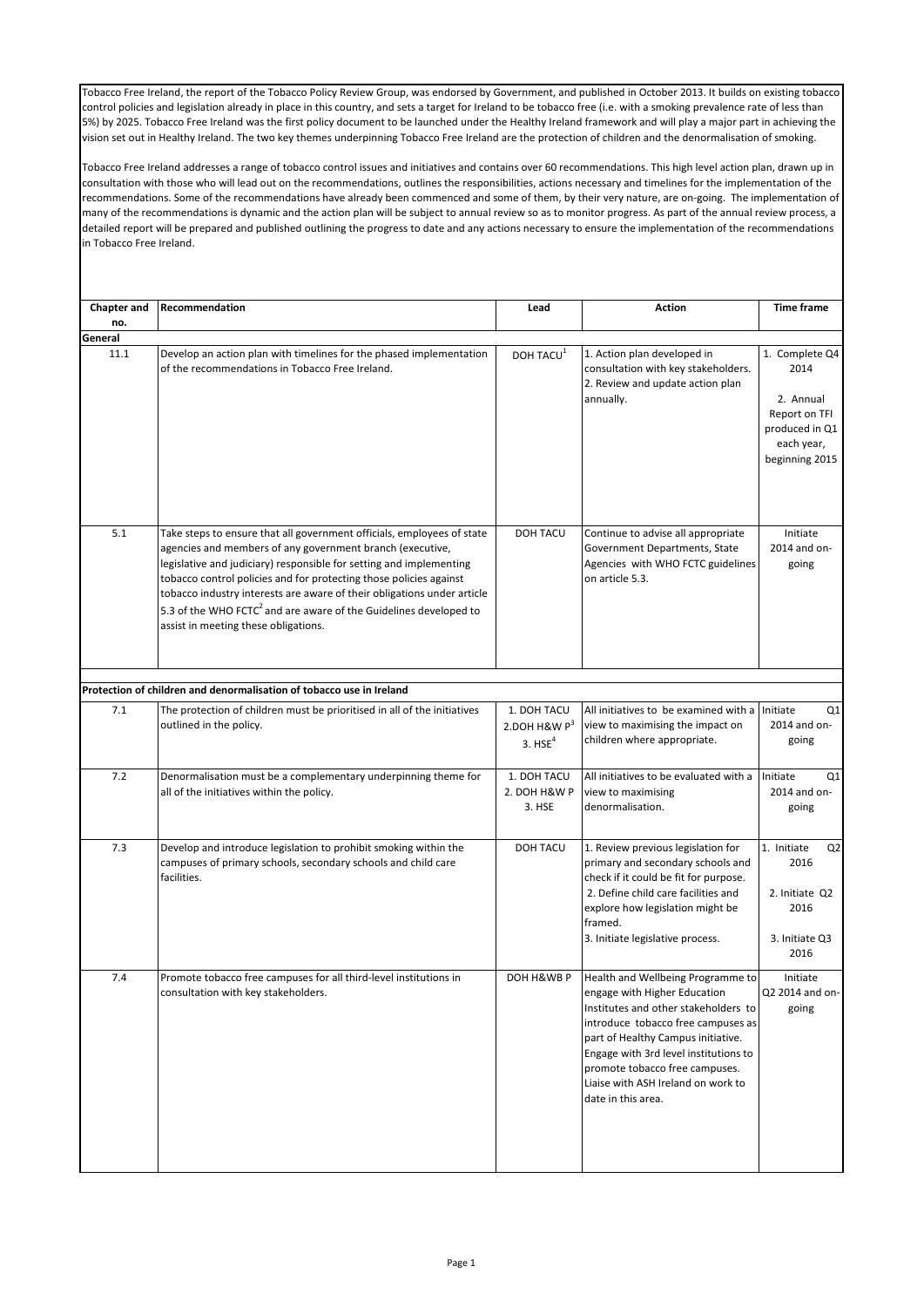Tobacco Free Ireland, the report of the Tobacco Policy Review Group, was endorsed by Government, and published in October 2013. It builds on existing tobacco control policies and legislation already in place in this country, and sets a target for Ireland to be tobacco free (i.e. with a smoking prevalence rate of less than 5%) by 2025. Tobacco Free Ireland was the first policy document to be launched under the Healthy Ireland framework and will play a major part in achieving the vision set out in Healthy Ireland. The two key themes underpinning Tobacco Free Ireland are the protection of children and the denormalisation of smoking.

Tobacco Free Ireland addresses a range of tobacco control issues and initiatives and contains over 60 recommendations. This high level action plan, drawn up in consultation with those who will lead out on the recommendations, outlines the responsibilities, actions necessary and timelines for the implementation of the recommendations. Some of the recommendations have already been commenced and some of them, by their very nature, are on-going. The implementation of many of the recommendations is dynamic and the action plan will be subject to annual review so as to monitor progress. As part of the annual review process, a detailed report will be prepared and published outlining the progress to date and any actions necessary to ensure the implementation of the recommendations in Tobacco Free Ireland.

| Chapter and no. | Recommendation | Lead | Action | Time frame |
|---|---|---|---|---|
| **General** | | | | |
| 11.1 | Develop an action plan with timelines for the phased implementation of the recommendations in Tobacco Free Ireland. | DOH TACU[1] | 1. Action plan developed in consultation with key stakeholders. 2. Review and update action plan annually. | 1. Complete Q4 2014<br>2. Annual Report on TFI produced in Q1 each year, beginning 2015 |
| 5.1 | Take steps to ensure that all government officials, employees of state agencies and members of any government branch (executive, legislative and judiciary) responsible for setting and implementing tobacco control policies and for protecting those policies against tobacco industry interests are aware of their obligations under article 5.3 of the WHO FCTC[2] and are aware of the Guidelines developed to assist in meeting these obligations. | DOH TACU | Continue to advise all appropriate Government Departments, State Agencies with WHO FCTC guidelines on article 5.3. | Initiate 2014 and on-going |
| **Protection of children and denormalisation of tobacco use in Ireland** | | | | |
| 7.1 | The protection of children must be prioritised in all of the initiatives outlined in the policy. | 1. DOH TACU<br>2.DOH H&W P[3]<br>3. HSE[4] | All initiatives to be examined with a view to maximising the impact on children where appropriate. | Initiate Q1 2014 and on-going |
| 7.2 | Denormalisation must be a complementary underpinning theme for all of the initiatives within the policy. | 1. DOH TACU<br>2. DOH H&W P<br>3. HSE | All initiatives to be evaluated with a view to maximising denormalisation. | Initiate Q1 2014 and on-going |
| 7.3 | Develop and introduce legislation to prohibit smoking within the campuses of primary schools, secondary schools and child care facilities. | DOH TACU | 1. Review previous legislation for primary and secondary schools and check if it could be fit for purpose.<br>2. Define child care facilities and explore how legislation might be framed.<br>3. Initiate legislative process. | 1. Initiate Q2 2016<br>2. Initiate Q2 2016<br>3. Initiate Q3 2016 |
| 7.4 | Promote tobacco free campuses for all third-level institutions in consultation with key stakeholders. | DOH H&WB P | Health and Wellbeing Programme to engage with Higher Education Institutes and other stakeholders to introduce tobacco free campuses as part of Healthy Campus initiative. Engage with 3rd level institutions to promote tobacco free campuses. Liaise with ASH Ireland on work to date in this area. | Initiate Q2 2014 and on-going |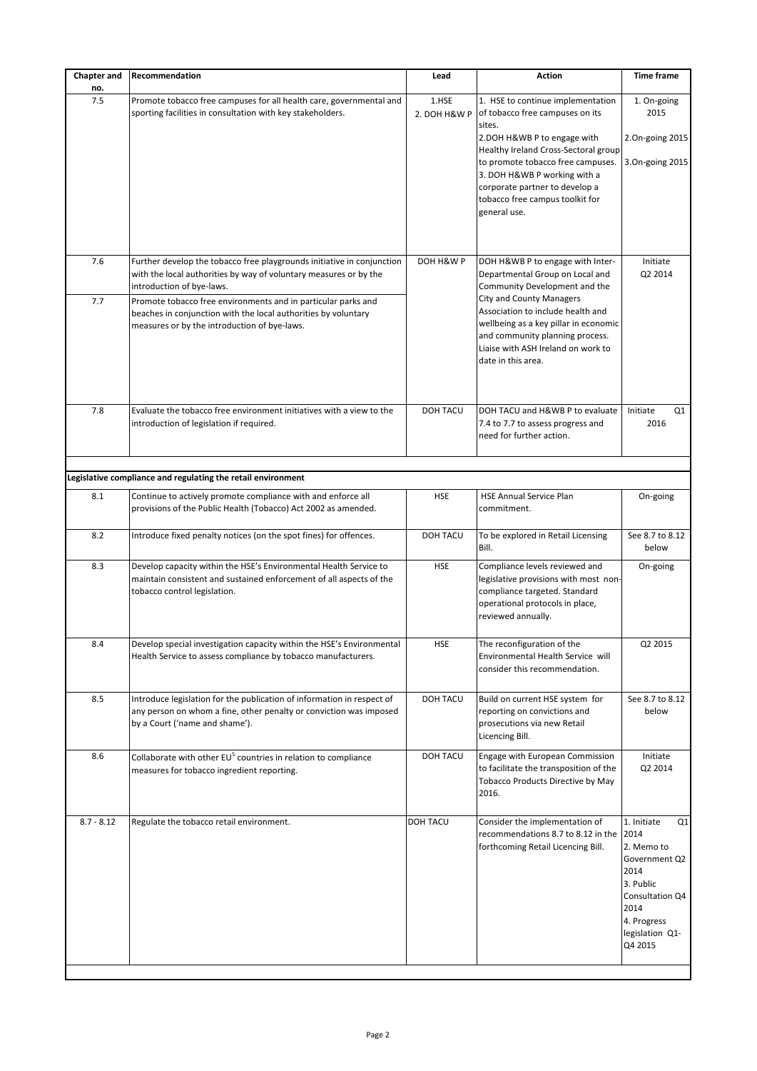| Chapter and no. | Recommendation | Lead | Action | Time frame |
|---|---|---|---|---|
| 7.5 | Promote tobacco free campuses for all health care, governmental and sporting facilities in consultation with key stakeholders. | 1.HSE<br>2. DOH H&W P | 1. HSE to continue implementation of tobacco free campuses on its sites.<br>2.DOH H&WB P to engage with Healthy Ireland Cross-Sectoral group to promote tobacco free campuses.<br>3. DOH H&WB P working with a corporate partner to develop a tobacco free campus toolkit for general use. | 1. On-going 2015<br>2.On-going 2015<br>3.On-going 2015 |
| 7.6 | Further develop the tobacco free playgrounds initiative in conjunction with the local authorities by way of voluntary measures or by the introduction of bye-laws. | DOH H&W P | DOH H&WB P to engage with Inter-Departmental Group on Local and Community Development and the City and County Managers Association to include health and wellbeing as a key pillar in economic and community planning process. Liaise with ASH Ireland on work to date in this area. | Initiate Q2 2014 |
| 7.7 | Promote tobacco free environments and in particular parks and beaches in conjunction with the local authorities by voluntary measures or by the introduction of bye-laws. | | | |
| 7.8 | Evaluate the tobacco free environment initiatives with a view to the introduction of legislation if required. | DOH TACU | DOH TACU and H&WB P to evaluate 7.4 to 7.7 to assess progress and need for further action. | Initiate Q1 2016 |
| **Legislative compliance and regulating the retail environment** | | | | |
| 8.1 | Continue to actively promote compliance with and enforce all provisions of the Public Health (Tobacco) Act 2002 as amended. | HSE | HSE Annual Service Plan commitment. | On-going |
| 8.2 | Introduce fixed penalty notices (on the spot fines) for offences. | DOH TACU | To be explored in Retail Licensing Bill. | See 8.7 to 8.12 below |
| 8.3 | Develop capacity within the HSE's Environmental Health Service to maintain consistent and sustained enforcement of all aspects of the tobacco control legislation. | HSE | Compliance levels reviewed and legislative provisions with most non-compliance targeted. Standard operational protocols in place, reviewed annually. | On-going |
| 8.4 | Develop special investigation capacity within the HSE's Environmental Health Service to assess compliance by tobacco manufacturers. | HSE | The reconfiguration of the Environmental Health Service will consider this recommendation. | Q2 2015 |
| 8.5 | Introduce legislation for the publication of information in respect of any person on whom a fine, other penalty or conviction was imposed by a Court ('name and shame'). | DOH TACU | Build on current HSE system for reporting on convictions and prosecutions via new Retail Licencing Bill. | See 8.7 to 8.12 below |
| 8.6 | Collaborate with other EU[5] countries in relation to compliance measures for tobacco ingredient reporting. | DOH TACU | Engage with European Commission to facilitate the transposition of the Tobacco Products Directive by May 2016. | Initiate Q2 2014 |
| 8.7 - 8.12 | Regulate the tobacco retail environment. | DOH TACU | Consider the implementation of recommendations 8.7 to 8.12 in the forthcoming Retail Licencing Bill. | 1. Initiate Q1 2014<br>2. Memo to Government Q2 2014<br>3. Public Consultation Q4 2014<br>4. Progress legislation Q1-Q4 2015 |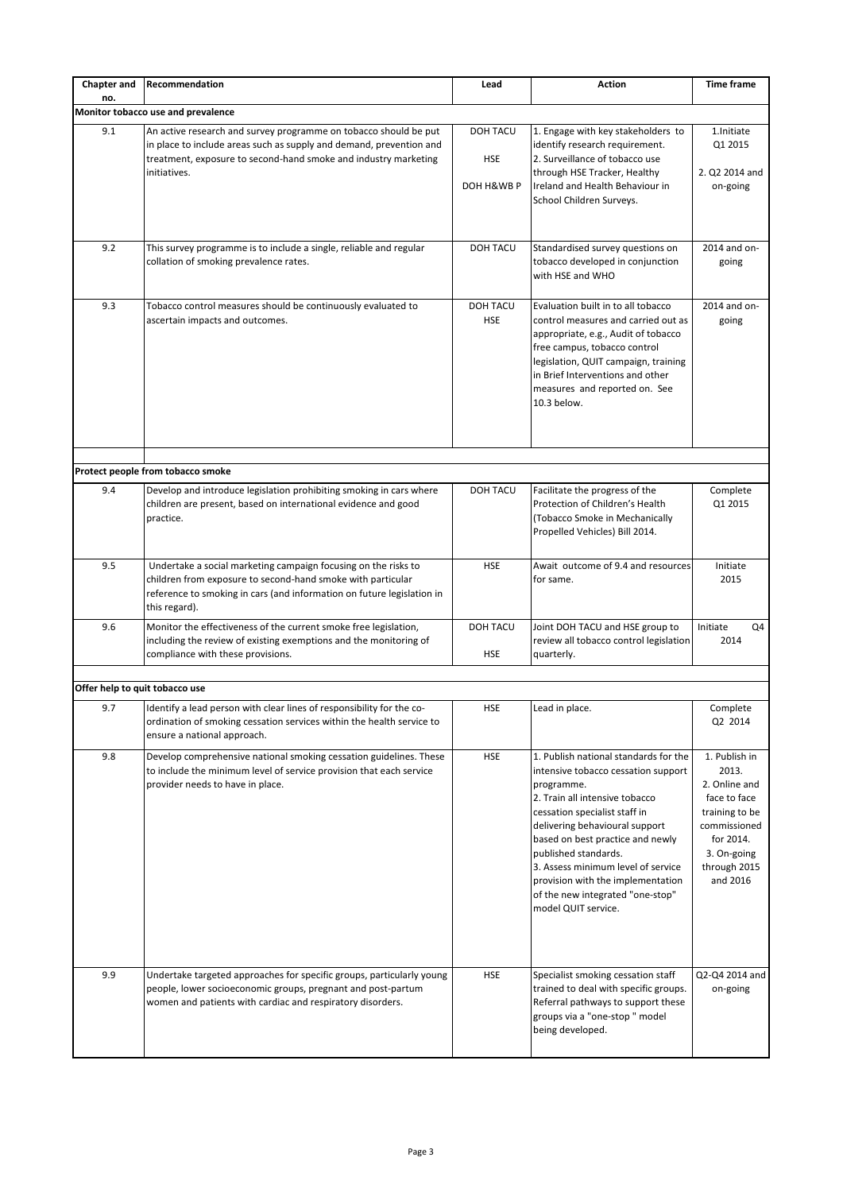| Chapter and no. | Recommendation | Lead | Action | Time frame |
|---|---|---|---|---|
| **Monitor tobacco use and prevalence** | | | | |
| 9.1 | An active research and survey programme on tobacco should be put in place to include areas such as supply and demand, prevention and treatment, exposure to second-hand smoke and industry marketing initiatives. | DOH TACU<br>HSE<br>DOH H&WB P | 1. Engage with key stakeholders to identify research requirement.<br>2. Surveillance of tobacco use through HSE Tracker, Healthy Ireland and Health Behaviour in School Children Surveys. | 1.Initiate Q1 2015<br>2. Q2 2014 and on-going |
| 9.2 | This survey programme is to include a single, reliable and regular collation of smoking prevalence rates. | DOH TACU | Standardised survey questions on tobacco developed in conjunction with HSE and WHO | 2014 and on-going |
| 9.3 | Tobacco control measures should be continuously evaluated to ascertain impacts and outcomes. | DOH TACU<br>HSE | Evaluation built in to all tobacco control measures and carried out as appropriate, e.g., Audit of tobacco free campus, tobacco control legislation, QUIT campaign, training in Brief Interventions and other measures and reported on. See 10.3 below. | 2014 and on-going |
| **Protect people from tobacco smoke** | | | | |
| 9.4 | Develop and introduce legislation prohibiting smoking in cars where children are present, based on international evidence and good practice. | DOH TACU | Facilitate the progress of the Protection of Children's Health (Tobacco Smoke in Mechanically Propelled Vehicles) Bill 2014. | Complete Q1 2015 |
| 9.5 | Undertake a social marketing campaign focusing on the risks to children from exposure to second-hand smoke with particular reference to smoking in cars (and information on future legislation in this regard). | HSE | Await outcome of 9.4 and resources for same. | Initiate 2015 |
| 9.6 | Monitor the effectiveness of the current smoke free legislation, including the review of existing exemptions and the monitoring of compliance with these provisions. | DOH TACU<br>HSE | Joint DOH TACU and HSE group to review all tobacco control legislation quarterly. | Initiate Q4 2014 |
| **Offer help to quit tobacco use** | | | | |
| 9.7 | Identify a lead person with clear lines of responsibility for the co-ordination of smoking cessation services within the health service to ensure a national approach. | HSE | Lead in place. | Complete Q2 2014 |
| 9.8 | Develop comprehensive national smoking cessation guidelines. These to include the minimum level of service provision that each service provider needs to have in place. | HSE | 1. Publish national standards for the intensive tobacco cessation support programme.<br>2. Train all intensive tobacco cessation specialist staff in delivering behavioural support based on best practice and newly published standards.<br>3. Assess minimum level of service provision with the implementation of the new integrated "one-stop" model QUIT service. | 1. Publish in 2013.<br>2. Online and face to face training to be commissioned for 2014.<br>3. On-going through 2015 and 2016 |
| 9.9 | Undertake targeted approaches for specific groups, particularly young people, lower socioeconomic groups, pregnant and post-partum women and patients with cardiac and respiratory disorders. | HSE | Specialist smoking cessation staff trained to deal with specific groups. Referral pathways to support these groups via a "one-stop " model being developed. | Q2-Q4 2014 and on-going |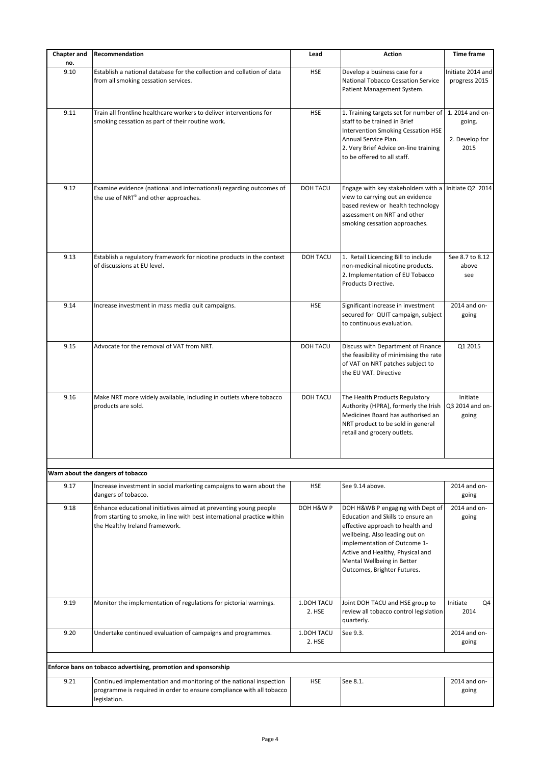| Chapter and no. | Recommendation | Lead | Action | Time frame |
|---|---|---|---|---|
| 9.10 | Establish a national database for the collection and collation of data from all smoking cessation services. | HSE | Develop a business case for a National Tobacco Cessation Service Patient Management System. | Initiate 2014 and progress 2015 |
| 9.11 | Train all frontline healthcare workers to deliver interventions for smoking cessation as part of their routine work. | HSE | 1. Training targets set for number of staff to be trained in Brief Intervention Smoking Cessation HSE Annual Service Plan.<br>2. Very Brief Advice on-line training to be offered to all staff. | 1. 2014 and on-going.<br>2. Develop for 2015 |
| 9.12 | Examine evidence (national and international) regarding outcomes of the use of NRT[6] and other approaches. | DOH TACU | Engage with key stakeholders with a view to carrying out an evidence based review or health technology assessment on NRT and other smoking cessation approaches. | Initiate Q2 2014 |
| 9.13 | Establish a regulatory framework for nicotine products in the context of discussions at EU level. | DOH TACU | 1. Retail Licencing Bill to include non-medicinal nicotine products.<br>2. Implementation of EU Tobacco Products Directive. | See 8.7 to 8.12 above see |
| 9.14 | Increase investment in mass media quit campaigns. | HSE | Significant increase in investment secured for QUIT campaign, subject to continuous evaluation. | 2014 and on-going |
| 9.15 | Advocate for the removal of VAT from NRT. | DOH TACU | Discuss with Department of Finance the feasibility of minimising the rate of VAT on NRT patches subject to the EU VAT. Directive | Q1 2015 |
| 9.16 | Make NRT more widely available, including in outlets where tobacco products are sold. | DOH TACU | The Health Products Regulatory Authority (HPRA), formerly the Irish Medicines Board has authorised an NRT product to be sold in general retail and grocery outlets. | Initiate Q3 2014 and on-going |
| **Warn about the dangers of tobacco** | | | | |
| 9.17 | Increase investment in social marketing campaigns to warn about the dangers of tobacco. | HSE | See 9.14 above. | 2014 and on-going |
| 9.18 | Enhance educational initiatives aimed at preventing young people from starting to smoke, in line with best international practice within the Healthy Ireland framework. | DOH H&W P | DOH H&WB P engaging with Dept of Education and Skills to ensure an effective approach to health and wellbeing. Also leading out on implementation of Outcome 1- Active and Healthy, Physical and Mental Wellbeing in Better Outcomes, Brighter Futures. | 2014 and on-going |
| 9.19 | Monitor the implementation of regulations for pictorial warnings. | 1.DOH TACU<br>2. HSE | Joint DOH TACU and HSE group to review all tobacco control legislation quarterly. | Initiate Q4 2014 |
| 9.20 | Undertake continued evaluation of campaigns and programmes. | 1.DOH TACU<br>2. HSE | See 9.3. | 2014 and on-going |
| **Enforce bans on tobacco advertising, promotion and sponsorship** | | | | |
| 9.21 | Continued implementation and monitoring of the national inspection programme is required in order to ensure compliance with all tobacco legislation. | HSE | See 8.1. | 2014 and on-going |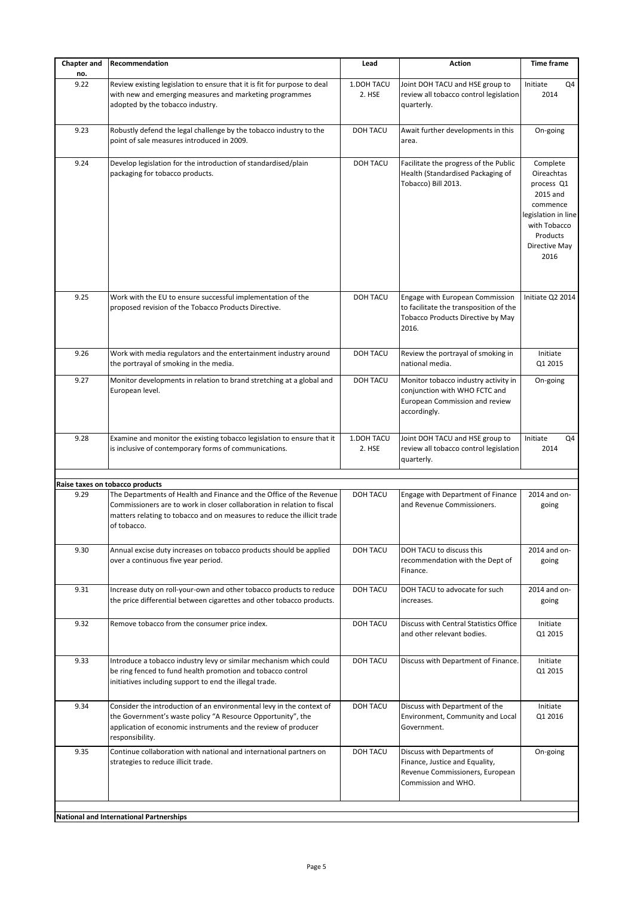| Chapter and no. | Recommendation | Lead | Action | Time frame |
|---|---|---|---|---|
| 9.22 | Review existing legislation to ensure that it is fit for purpose to deal with new and emerging measures and marketing programmes adopted by the tobacco industry. | 1.DOH TACU 2. HSE | Joint DOH TACU and HSE group to review all tobacco control legislation quarterly. | Initiate Q4 2014 |
| 9.23 | Robustly defend the legal challenge by the tobacco industry to the point of sale measures introduced in 2009. | DOH TACU | Await further developments in this area. | On-going |
| 9.24 | Develop legislation for the introduction of standardised/plain packaging for tobacco products. | DOH TACU | Facilitate the progress of the Public Health (Standardised Packaging of Tobacco) Bill 2013. | Complete Oireachtas process Q1 2015 and commence legislation in line with Tobacco Products Directive May 2016 |
| 9.25 | Work with the EU to ensure successful implementation of the proposed revision of the Tobacco Products Directive. | DOH TACU | Engage with European Commission to facilitate the transposition of the Tobacco Products Directive by May 2016. | Initiate Q2 2014 |
| 9.26 | Work with media regulators and the entertainment industry around the portrayal of smoking in the media. | DOH TACU | Review the portrayal of smoking in national media. | Initiate Q1 2015 |
| 9.27 | Monitor developments in relation to brand stretching at a global and European level. | DOH TACU | Monitor tobacco industry activity in conjunction with WHO FCTC and European Commission and review accordingly. | On-going |
| 9.28 | Examine and monitor the existing tobacco legislation to ensure that it is inclusive of contemporary forms of communications. | 1.DOH TACU 2. HSE | Joint DOH TACU and HSE group to review all tobacco control legislation quarterly. | Initiate Q4 2014 |
| **Raise taxes on tobacco products** | | | | |
| 9.29 | The Departments of Health and Finance and the Office of the Revenue Commissioners are to work in closer collaboration in relation to fiscal matters relating to tobacco and on measures to reduce the illicit trade of tobacco. | DOH TACU | Engage with Department of Finance and Revenue Commissioners. | 2014 and on-going |
| 9.30 | Annual excise duty increases on tobacco products should be applied over a continuous five year period. | DOH TACU | DOH TACU to discuss this recommendation with the Dept of Finance. | 2014 and on-going |
| 9.31 | Increase duty on roll-your-own and other tobacco products to reduce the price differential between cigarettes and other tobacco products. | DOH TACU | DOH TACU to advocate for such increases. | 2014 and on-going |
| 9.32 | Remove tobacco from the consumer price index. | DOH TACU | Discuss with Central Statistics Office and other relevant bodies. | Initiate Q1 2015 |
| 9.33 | Introduce a tobacco industry levy or similar mechanism which could be ring fenced to fund health promotion and tobacco control initiatives including support to end the illegal trade. | DOH TACU | Discuss with Department of Finance. | Initiate Q1 2015 |
| 9.34 | Consider the introduction of an environmental levy in the context of the Government's waste policy "A Resource Opportunity", the application of economic instruments and the review of producer responsibility. | DOH TACU | Discuss with Department of the Environment, Community and Local Government. | Initiate Q1 2016 |
| 9.35 | Continue collaboration with national and international partners on strategies to reduce illicit trade. | DOH TACU | Discuss with Departments of Finance, Justice and Equality, Revenue Commissioners, European Commission and WHO. | On-going |
| **National and International Partnerships** | | | | |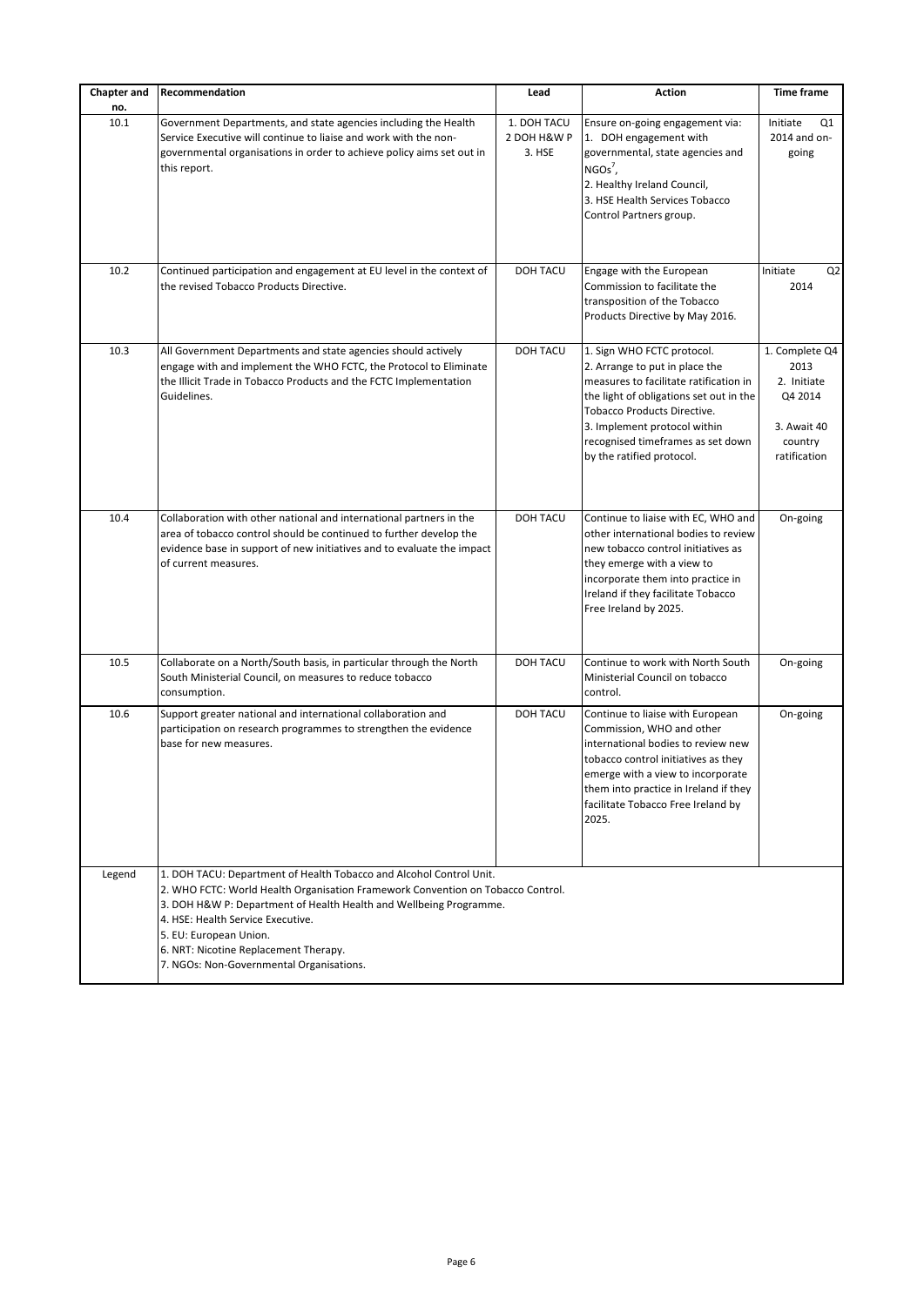| Chapter and no. | Recommendation | Lead | Action | Time frame |
|---|---|---|---|---|
| 10.1 | Government Departments, and state agencies including the Health Service Executive will continue to liaise and work with the non-governmental organisations in order to achieve policy aims set out in this report. | 1. DOH TACU 2 DOH H&W P 3. HSE | Ensure on-going engagement via: 1. DOH engagement with governmental, state agencies and NGOs[7], 2. Healthy Ireland Council, 3. HSE Health Services Tobacco Control Partners group. | Initiate Q1 2014 and on-going |
| 10.2 | Continued participation and engagement at EU level in the context of the revised Tobacco Products Directive. | DOH TACU | Engage with the European Commission to facilitate the transposition of the Tobacco Products Directive by May 2016. | Initiate Q2 2014 |
| 10.3 | All Government Departments and state agencies should actively engage with and implement the WHO FCTC, the Protocol to Eliminate the Illicit Trade in Tobacco Products and the FCTC Implementation Guidelines. | DOH TACU | 1. Sign WHO FCTC protocol. 2. Arrange to put in place the measures to facilitate ratification in the light of obligations set out in the Tobacco Products Directive. 3. Implement protocol within recognised timeframes as set down by the ratified protocol. | 1. Complete Q4 2013 2. Initiate Q4 2014 3. Await 40 country ratification |
| 10.4 | Collaboration with other national and international partners in the area of tobacco control should be continued to further develop the evidence base in support of new initiatives and to evaluate the impact of current measures. | DOH TACU | Continue to liaise with EC, WHO and other international bodies to review new tobacco control initiatives as they emerge with a view to incorporate them into practice in Ireland if they facilitate Tobacco Free Ireland by 2025. | On-going |
| 10.5 | Collaborate on a North/South basis, in particular through the North South Ministerial Council, on measures to reduce tobacco consumption. | DOH TACU | Continue to work with North South Ministerial Council on tobacco control. | On-going |
| 10.6 | Support greater national and international collaboration and participation on research programmes to strengthen the evidence base for new measures. | DOH TACU | Continue to liaise with European Commission, WHO and other international bodies to review new tobacco control initiatives as they emerge with a view to incorporate them into practice in Ireland if they facilitate Tobacco Free Ireland by 2025. | On-going |
| Legend | 1. DOH TACU: Department of Health Tobacco and Alcohol Control Unit. 2. WHO FCTC: World Health Organisation Framework Convention on Tobacco Control. 3. DOH H&W P: Department of Health Health and Wellbeing Programme. 4. HSE: Health Service Executive. 5. EU: European Union. 6. NRT: Nicotine Replacement Therapy. 7. NGOs: Non-Governmental Organisations. | | | |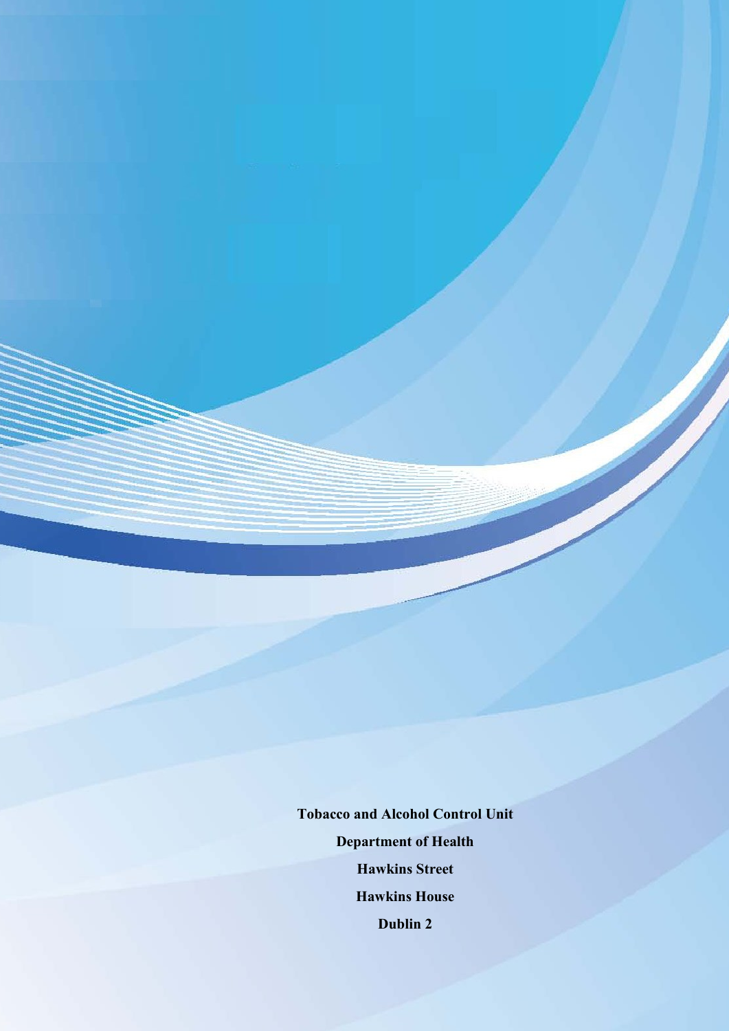**Tobacco and Alcohol Control Unit**

**Department of Health**

**Hawkins Street**

**Hawkins House**

**Dublin 2**